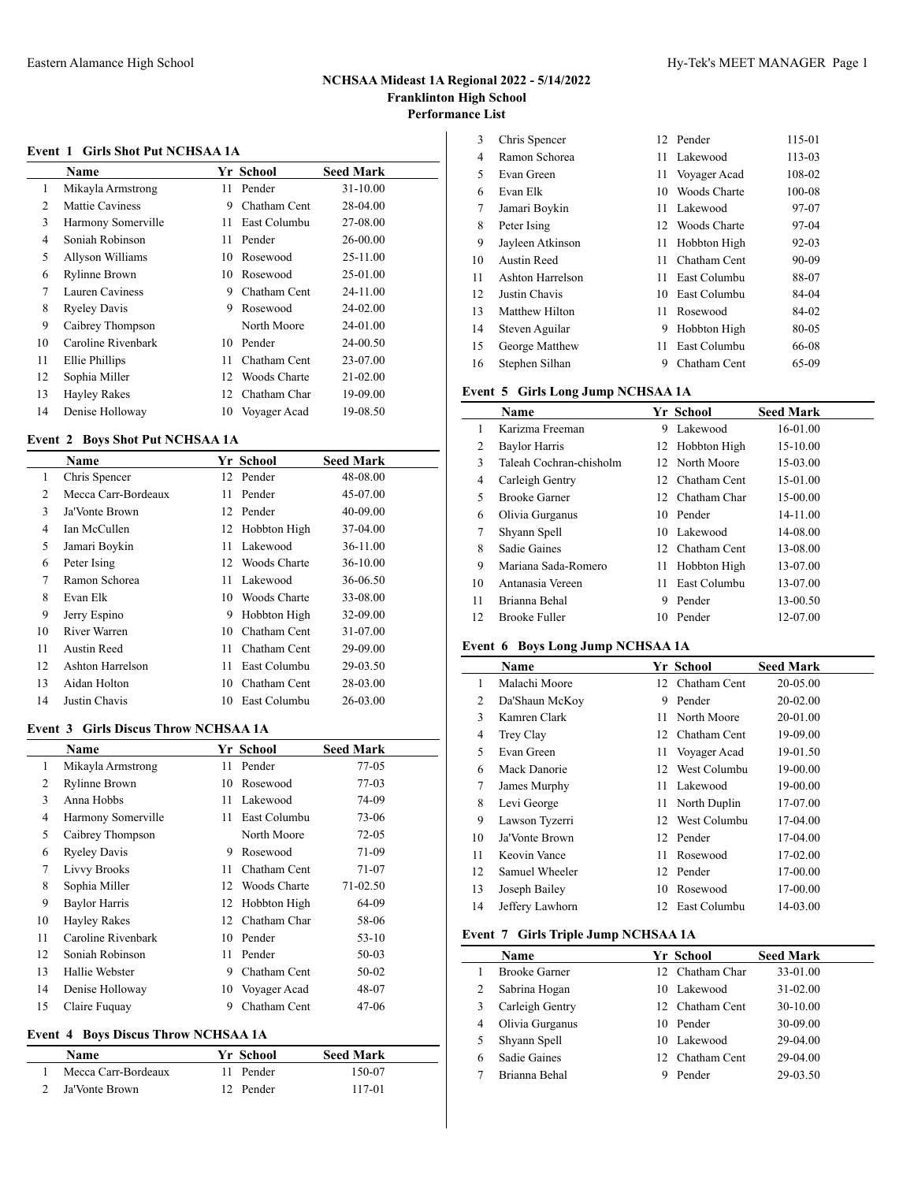# NCHSAA Mideast 1A Regional 2022 - 5/14/2022
## Franklinton High School
## Performance List

### Event 1 Girls Shot Put NCHSAA 1A

| | Name | Yr | School | Seed Mark |
|---|---|---|---|---|
| 1 | Mikayla Armstrong | 11 | Pender | 31-10.00 |
| 2 | Mattie Caviness | 9 | Chatham Cent | 28-04.00 |
| 3 | Harmony Somerville | 11 | East Columbu | 27-08.00 |
| 4 | Soniah Robinson | 11 | Pender | 26-00.00 |
| 5 | Allyson Williams | 10 | Rosewood | 25-11.00 |
| 6 | Rylinne Brown | 10 | Rosewood | 25-01.00 |
| 7 | Lauren Caviness | 9 | Chatham Cent | 24-11.00 |
| 8 | Ryeley Davis | 9 | Rosewood | 24-02.00 |
| 9 | Caibrey Thompson | | North Moore | 24-01.00 |
| 10 | Caroline Rivenbark | 10 | Pender | 24-00.50 |
| 11 | Ellie Phillips | 11 | Chatham Cent | 23-07.00 |
| 12 | Sophia Miller | 12 | Woods Charte | 21-02.00 |
| 13 | Hayley Rakes | 12 | Chatham Char | 19-09.00 |
| 14 | Denise Holloway | 10 | Voyager Acad | 19-08.50 |

### Event 2 Boys Shot Put NCHSAA 1A

| | Name | Yr | School | Seed Mark |
|---|---|---|---|---|
| 1 | Chris Spencer | 12 | Pender | 48-08.00 |
| 2 | Mecca Carr-Bordeaux | 11 | Pender | 45-07.00 |
| 3 | Ja'Vonte Brown | 12 | Pender | 40-09.00 |
| 4 | Ian McCullen | 12 | Hobbton High | 37-04.00 |
| 5 | Jamari Boykin | 11 | Lakewood | 36-11.00 |
| 6 | Peter Ising | 12 | Woods Charte | 36-10.00 |
| 7 | Ramon Schorea | 11 | Lakewood | 36-06.50 |
| 8 | Evan Elk | 10 | Woods Charte | 33-08.00 |
| 9 | Jerry Espino | 9 | Hobbton High | 32-09.00 |
| 10 | River Warren | 10 | Chatham Cent | 31-07.00 |
| 11 | Austin Reed | 11 | Chatham Cent | 29-09.00 |
| 12 | Ashton Harrelson | 11 | East Columbu | 29-03.50 |
| 13 | Aidan Holton | 10 | Chatham Cent | 28-03.00 |
| 14 | Justin Chavis | 10 | East Columbu | 26-03.00 |

### Event 3 Girls Discus Throw NCHSAA 1A

| | Name | Yr | School | Seed Mark |
|---|---|---|---|---|
| 1 | Mikayla Armstrong | 11 | Pender | 77-05 |
| 2 | Rylinne Brown | 10 | Rosewood | 77-03 |
| 3 | Anna Hobbs | 11 | Lakewood | 74-09 |
| 4 | Harmony Somerville | 11 | East Columbu | 73-06 |
| 5 | Caibrey Thompson | | North Moore | 72-05 |
| 6 | Ryeley Davis | 9 | Rosewood | 71-09 |
| 7 | Livvy Brooks | 11 | Chatham Cent | 71-07 |
| 8 | Sophia Miller | 12 | Woods Charte | 71-02.50 |
| 9 | Baylor Harris | 12 | Hobbton High | 64-09 |
| 10 | Hayley Rakes | 12 | Chatham Char | 58-06 |
| 11 | Caroline Rivenbark | 10 | Pender | 53-10 |
| 12 | Soniah Robinson | 11 | Pender | 50-03 |
| 13 | Hallie Webster | 9 | Chatham Cent | 50-02 |
| 14 | Denise Holloway | 10 | Voyager Acad | 48-07 |
| 15 | Claire Fuquay | 9 | Chatham Cent | 47-06 |

### Event 4 Boys Discus Throw NCHSAA 1A

| | Name | Yr | School | Seed Mark |
|---|---|---|---|---|
| 1 | Mecca Carr-Bordeaux | 11 | Pender | 150-07 |
| 2 | Ja'Vonte Brown | 12 | Pender | 117-01 |
| 3 | Chris Spencer | 12 | Pender | 115-01 |
| 4 | Ramon Schorea | 11 | Lakewood | 113-03 |
| 5 | Evan Green | 11 | Voyager Acad | 108-02 |
| 6 | Evan Elk | 10 | Woods Charte | 100-08 |
| 7 | Jamari Boykin | 11 | Lakewood | 97-07 |
| 8 | Peter Ising | 12 | Woods Charte | 97-04 |
| 9 | Jayleen Atkinson | 11 | Hobbton High | 92-03 |
| 10 | Austin Reed | 11 | Chatham Cent | 90-09 |
| 11 | Ashton Harrelson | 11 | East Columbu | 88-07 |
| 12 | Justin Chavis | 10 | East Columbu | 84-04 |
| 13 | Matthew Hilton | 11 | Rosewood | 84-02 |
| 14 | Steven Aguilar | 9 | Hobbton High | 80-05 |
| 15 | George Matthew | 11 | East Columbu | 66-08 |
| 16 | Stephen Silhan | 9 | Chatham Cent | 65-09 |

### Event 5 Girls Long Jump NCHSAA 1A

| | Name | Yr | School | Seed Mark |
|---|---|---|---|---|
| 1 | Karizma Freeman | 9 | Lakewood | 16-01.00 |
| 2 | Baylor Harris | 12 | Hobbton High | 15-10.00 |
| 3 | Taleah Cochran-chisholm | 12 | North Moore | 15-03.00 |
| 4 | Carleigh Gentry | 12 | Chatham Cent | 15-01.00 |
| 5 | Brooke Garner | 12 | Chatham Char | 15-00.00 |
| 6 | Olivia Gurganus | 10 | Pender | 14-11.00 |
| 7 | Shyann Spell | 10 | Lakewood | 14-08.00 |
| 8 | Sadie Gaines | 12 | Chatham Cent | 13-08.00 |
| 9 | Mariana Sada-Romero | 11 | Hobbton High | 13-07.00 |
| 10 | Antanasia Vereen | 11 | East Columbu | 13-07.00 |
| 11 | Brianna Behal | 9 | Pender | 13-00.50 |
| 12 | Brooke Fuller | 10 | Pender | 12-07.00 |

### Event 6 Boys Long Jump NCHSAA 1A

| | Name | Yr | School | Seed Mark |
|---|---|---|---|---|
| 1 | Malachi Moore | 12 | Chatham Cent | 20-05.00 |
| 2 | Da'Shaun McKoy | 9 | Pender | 20-02.00 |
| 3 | Kamren Clark | 11 | North Moore | 20-01.00 |
| 4 | Trey Clay | 12 | Chatham Cent | 19-09.00 |
| 5 | Evan Green | 11 | Voyager Acad | 19-01.50 |
| 6 | Mack Danorie | 12 | West Columbu | 19-00.00 |
| 7 | James Murphy | 11 | Lakewood | 19-00.00 |
| 8 | Levi George | 11 | North Duplin | 17-07.00 |
| 9 | Lawson Tyzerri | 12 | West Columbu | 17-04.00 |
| 10 | Ja'Vonte Brown | 12 | Pender | 17-04.00 |
| 11 | Keovin Vance | 11 | Rosewood | 17-02.00 |
| 12 | Samuel Wheeler | 12 | Pender | 17-00.00 |
| 13 | Joseph Bailey | 10 | Rosewood | 17-00.00 |
| 14 | Jeffery Lawhorn | 12 | East Columbu | 14-03.00 |

### Event 7 Girls Triple Jump NCHSAA 1A

| | Name | Yr | School | Seed Mark |
|---|---|---|---|---|
| 1 | Brooke Garner | 12 | Chatham Char | 33-01.00 |
| 2 | Sabrina Hogan | 10 | Lakewood | 31-02.00 |
| 3 | Carleigh Gentry | 12 | Chatham Cent | 30-10.00 |
| 4 | Olivia Gurganus | 10 | Pender | 30-09.00 |
| 5 | Shyann Spell | 10 | Lakewood | 29-04.00 |
| 6 | Sadie Gaines | 12 | Chatham Cent | 29-04.00 |
| 7 | Brianna Behal | 9 | Pender | 29-03.50 |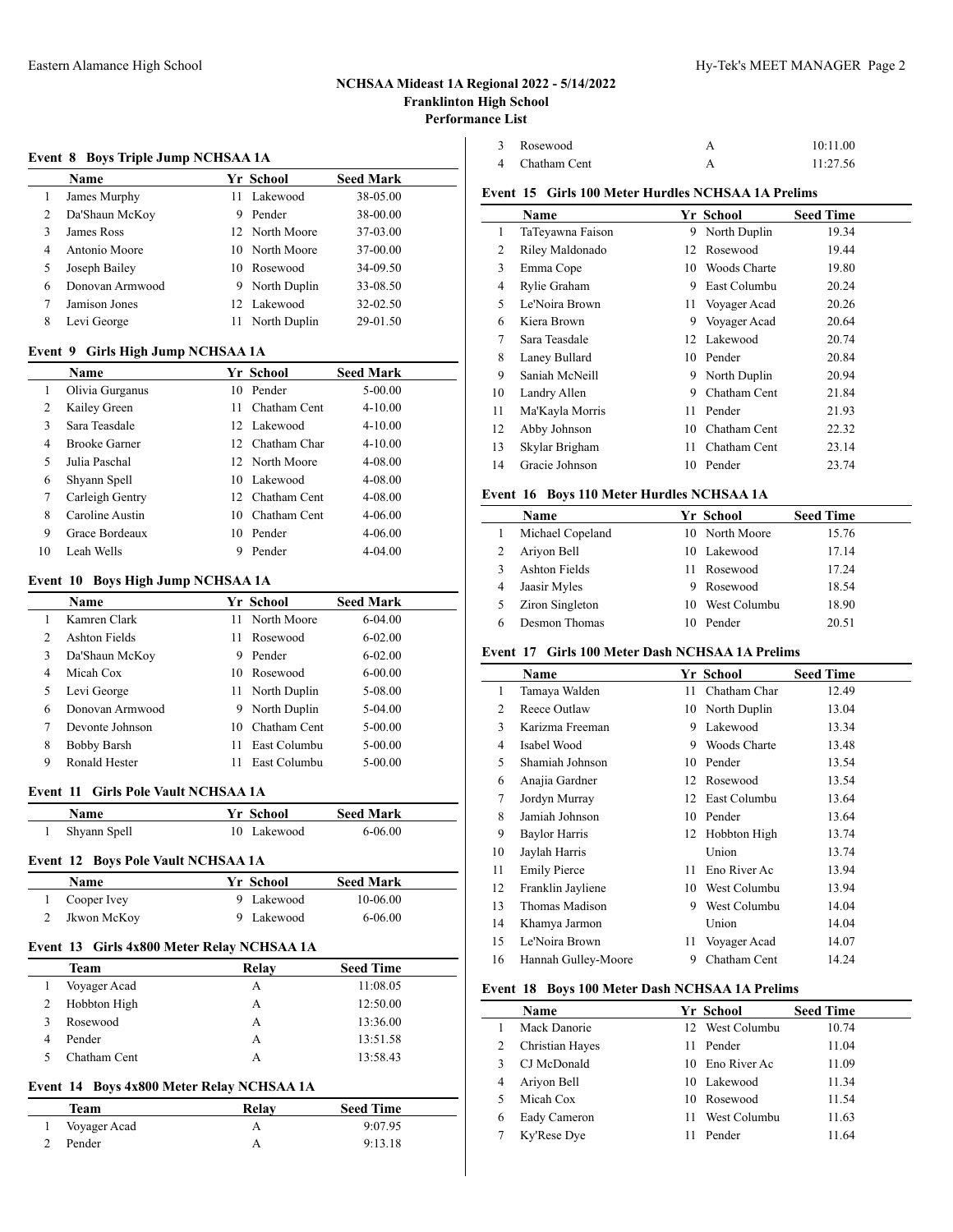## NCHSAA Mideast 1A Regional 2022 - 5/14/2022
### Franklinton High School
### Performance List

#### Event 8 Boys Triple Jump NCHSAA 1A

| | Name | Yr | School | Seed Mark |
|---|---|---|---|---|
| 1 | James Murphy | 11 | Lakewood | 38-05.00 |
| 2 | Da'Shaun McKoy | 9 | Pender | 38-00.00 |
| 3 | James Ross | 12 | North Moore | 37-03.00 |
| 4 | Antonio Moore | 10 | North Moore | 37-00.00 |
| 5 | Joseph Bailey | 10 | Rosewood | 34-09.50 |
| 6 | Donovan Armwood | 9 | North Duplin | 33-08.50 |
| 7 | Jamison Jones | 12 | Lakewood | 32-02.50 |
| 8 | Levi George | 11 | North Duplin | 29-01.50 |

#### Event 9 Girls High Jump NCHSAA 1A

| | Name | Yr | School | Seed Mark |
|---|---|---|---|---|
| 1 | Olivia Gurganus | 10 | Pender | 5-00.00 |
| 2 | Kailey Green | 11 | Chatham Cent | 4-10.00 |
| 3 | Sara Teasdale | 12 | Lakewood | 4-10.00 |
| 4 | Brooke Garner | 12 | Chatham Char | 4-10.00 |
| 5 | Julia Paschal | 12 | North Moore | 4-08.00 |
| 6 | Shyann Spell | 10 | Lakewood | 4-08.00 |
| 7 | Carleigh Gentry | 12 | Chatham Cent | 4-08.00 |
| 8 | Caroline Austin | 10 | Chatham Cent | 4-06.00 |
| 9 | Grace Bordeaux | 10 | Pender | 4-06.00 |
| 10 | Leah Wells | 9 | Pender | 4-04.00 |

#### Event 10 Boys High Jump NCHSAA 1A

| | Name | Yr | School | Seed Mark |
|---|---|---|---|---|
| 1 | Kamren Clark | 11 | North Moore | 6-04.00 |
| 2 | Ashton Fields | 11 | Rosewood | 6-02.00 |
| 3 | Da'Shaun McKoy | 9 | Pender | 6-02.00 |
| 4 | Micah Cox | 10 | Rosewood | 6-00.00 |
| 5 | Levi George | 11 | North Duplin | 5-08.00 |
| 6 | Donovan Armwood | 9 | North Duplin | 5-04.00 |
| 7 | Devonte Johnson | 10 | Chatham Cent | 5-00.00 |
| 8 | Bobby Barsh | 11 | East Columbu | 5-00.00 |
| 9 | Ronald Hester | 11 | East Columbu | 5-00.00 |

#### Event 11 Girls Pole Vault NCHSAA 1A

| | Name | Yr | School | Seed Mark |
|---|---|---|---|---|
| 1 | Shyann Spell | 10 | Lakewood | 6-06.00 |

#### Event 12 Boys Pole Vault NCHSAA 1A

| | Name | Yr | School | Seed Mark |
|---|---|---|---|---|
| 1 | Cooper Ivey | 9 | Lakewood | 10-06.00 |
| 2 | Jkwon McKoy | 9 | Lakewood | 6-06.00 |

#### Event 13 Girls 4x800 Meter Relay NCHSAA 1A

| | Team | Relay | Seed Time |
|---|---|---|---|
| 1 | Voyager Acad | A | 11:08.05 |
| 2 | Hobbton High | A | 12:50.00 |
| 3 | Rosewood | A | 13:36.00 |
| 4 | Pender | A | 13:51.58 |
| 5 | Chatham Cent | A | 13:58.43 |

#### Event 14 Boys 4x800 Meter Relay NCHSAA 1A

| | Team | Relay | Seed Time |
|---|---|---|---|
| 1 | Voyager Acad | A | 9:07.95 |
| 2 | Pender | A | 9:13.18 |
| 3 | Rosewood | A | 10:11.00 |
| 4 | Chatham Cent | A | 11:27.56 |

#### Event 15 Girls 100 Meter Hurdles NCHSAA 1A Prelims

| | Name | Yr | School | Seed Time |
|---|---|---|---|---|
| 1 | TaTeyawna Faison | 9 | North Duplin | 19.34 |
| 2 | Riley Maldonado | 12 | Rosewood | 19.44 |
| 3 | Emma Cope | 10 | Woods Charte | 19.80 |
| 4 | Rylie Graham | 9 | East Columbu | 20.24 |
| 5 | Le'Noira Brown | 11 | Voyager Acad | 20.26 |
| 6 | Kiera Brown | 9 | Voyager Acad | 20.64 |
| 7 | Sara Teasdale | 12 | Lakewood | 20.74 |
| 8 | Laney Bullard | 10 | Pender | 20.84 |
| 9 | Saniah McNeill | 9 | North Duplin | 20.94 |
| 10 | Landry Allen | 9 | Chatham Cent | 21.84 |
| 11 | Ma'Kayla Morris | 11 | Pender | 21.93 |
| 12 | Abby Johnson | 10 | Chatham Cent | 22.32 |
| 13 | Skylar Brigham | 11 | Chatham Cent | 23.14 |
| 14 | Gracie Johnson | 10 | Pender | 23.74 |

#### Event 16 Boys 110 Meter Hurdles NCHSAA 1A

| | Name | Yr | School | Seed Time |
|---|---|---|---|---|
| 1 | Michael Copeland | 10 | North Moore | 15.76 |
| 2 | Ariyon Bell | 10 | Lakewood | 17.14 |
| 3 | Ashton Fields | 11 | Rosewood | 17.24 |
| 4 | Jaasir Myles | 9 | Rosewood | 18.54 |
| 5 | Ziron Singleton | 10 | West Columbu | 18.90 |
| 6 | Desmon Thomas | 10 | Pender | 20.51 |

#### Event 17 Girls 100 Meter Dash NCHSAA 1A Prelims

| | Name | Yr | School | Seed Time |
|---|---|---|---|---|
| 1 | Tamaya Walden | 11 | Chatham Char | 12.49 |
| 2 | Reece Outlaw | 10 | North Duplin | 13.04 |
| 3 | Karizma Freeman | 9 | Lakewood | 13.34 |
| 4 | Isabel Wood | 9 | Woods Charte | 13.48 |
| 5 | Shamiah Johnson | 10 | Pender | 13.54 |
| 6 | Anajia Gardner | 12 | Rosewood | 13.54 |
| 7 | Jordyn Murray | 12 | East Columbu | 13.64 |
| 8 | Jamiah Johnson | 10 | Pender | 13.64 |
| 9 | Baylor Harris | 12 | Hobbton High | 13.74 |
| 10 | Jaylah Harris | | Union | 13.74 |
| 11 | Emily Pierce | 11 | Eno River Ac | 13.94 |
| 12 | Franklin Jayliene | 10 | West Columbu | 13.94 |
| 13 | Thomas Madison | 9 | West Columbu | 14.04 |
| 14 | Khamya Jarmon | | Union | 14.04 |
| 15 | Le'Noira Brown | 11 | Voyager Acad | 14.07 |
| 16 | Hannah Gulley-Moore | 9 | Chatham Cent | 14.24 |

#### Event 18 Boys 100 Meter Dash NCHSAA 1A Prelims

| | Name | Yr | School | Seed Time |
|---|---|---|---|---|
| 1 | Mack Danorie | 12 | West Columbu | 10.74 |
| 2 | Christian Hayes | 11 | Pender | 11.04 |
| 3 | CJ McDonald | 10 | Eno River Ac | 11.09 |
| 4 | Ariyon Bell | 10 | Lakewood | 11.34 |
| 5 | Micah Cox | 10 | Rosewood | 11.54 |
| 6 | Eady Cameron | 11 | West Columbu | 11.63 |
| 7 | Ky'Rese Dye | 11 | Pender | 11.64 |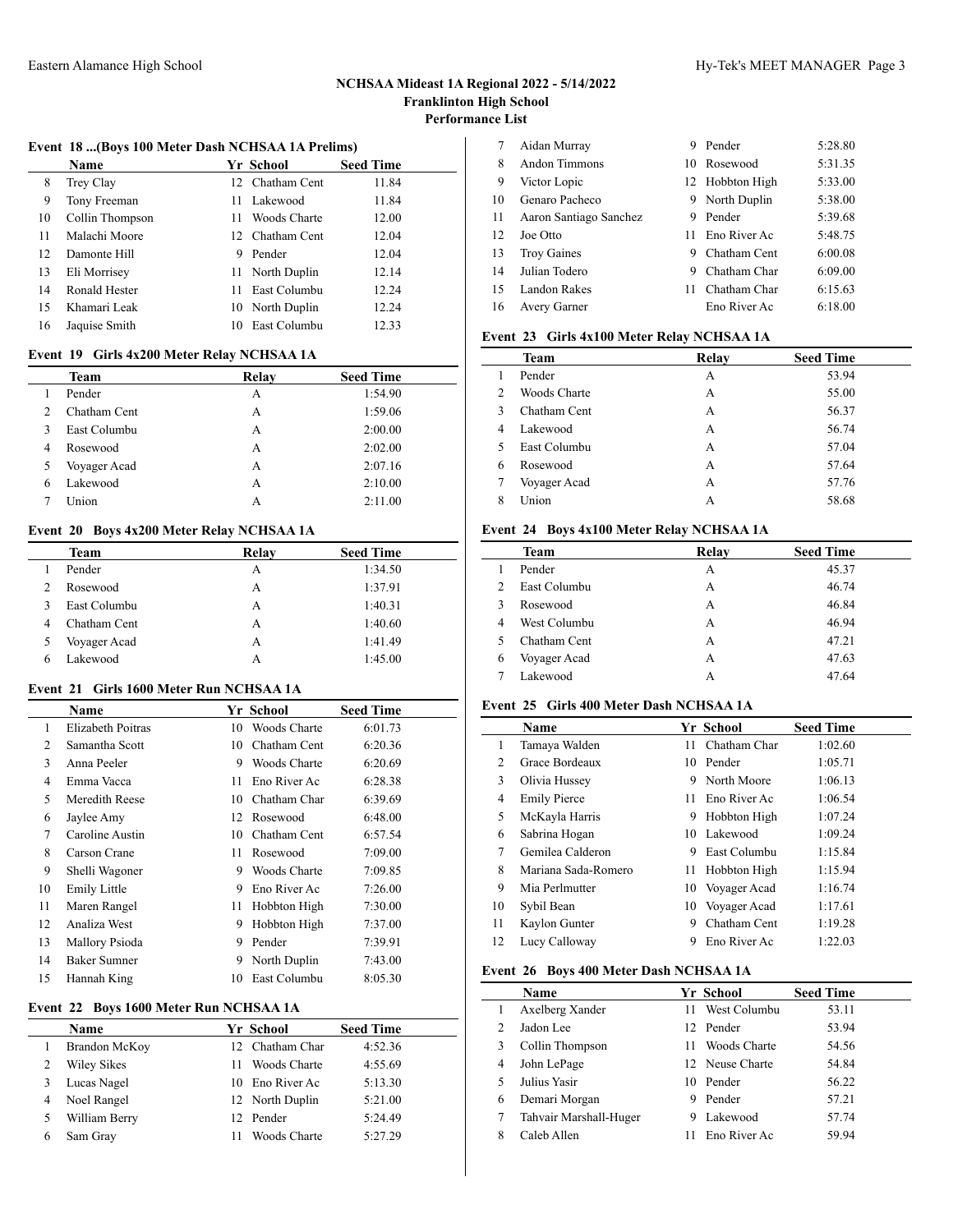## NCHSAA Mideast 1A Regional 2022 - 5/14/2022
## Franklinton High School
## Performance List

### Event 18 ...(Boys 100 Meter Dash NCHSAA 1A Prelims)

| | Name | Yr | School | Seed Time |
|---|---|---|---|---|
| 8 | Trey Clay | 12 | Chatham Cent | 11.84 |
| 9 | Tony Freeman | 11 | Lakewood | 11.84 |
| 10 | Collin Thompson | 11 | Woods Charte | 12.00 |
| 11 | Malachi Moore | 12 | Chatham Cent | 12.04 |
| 12 | Damonte Hill | 9 | Pender | 12.04 |
| 13 | Eli Morrisey | 11 | North Duplin | 12.14 |
| 14 | Ronald Hester | 11 | East Columbu | 12.24 |
| 15 | Khamari Leak | 10 | North Duplin | 12.24 |
| 16 | Jaquise Smith | 10 | East Columbu | 12.33 |

### Event 19 Girls 4x200 Meter Relay NCHSAA 1A

| | Team | Relay | Seed Time |
|---|---|---|---|
| 1 | Pender | A | 1:54.90 |
| 2 | Chatham Cent | A | 1:59.06 |
| 3 | East Columbu | A | 2:00.00 |
| 4 | Rosewood | A | 2:02.00 |
| 5 | Voyager Acad | A | 2:07.16 |
| 6 | Lakewood | A | 2:10.00 |
| 7 | Union | A | 2:11.00 |

### Event 20 Boys 4x200 Meter Relay NCHSAA 1A

| | Team | Relay | Seed Time |
|---|---|---|---|
| 1 | Pender | A | 1:34.50 |
| 2 | Rosewood | A | 1:37.91 |
| 3 | East Columbu | A | 1:40.31 |
| 4 | Chatham Cent | A | 1:40.60 |
| 5 | Voyager Acad | A | 1:41.49 |
| 6 | Lakewood | A | 1:45.00 |

### Event 21 Girls 1600 Meter Run NCHSAA 1A

| | Name | Yr | School | Seed Time |
|---|---|---|---|---|
| 1 | Elizabeth Poitras | 10 | Woods Charte | 6:01.73 |
| 2 | Samantha Scott | 10 | Chatham Cent | 6:20.36 |
| 3 | Anna Peeler | 9 | Woods Charte | 6:20.69 |
| 4 | Emma Vacca | 11 | Eno River Ac | 6:28.38 |
| 5 | Meredith Reese | 10 | Chatham Char | 6:39.69 |
| 6 | Jaylee Amy | 12 | Rosewood | 6:48.00 |
| 7 | Caroline Austin | 10 | Chatham Cent | 6:57.54 |
| 8 | Carson Crane | 11 | Rosewood | 7:09.00 |
| 9 | Shelli Wagoner | 9 | Woods Charte | 7:09.85 |
| 10 | Emily Little | 9 | Eno River Ac | 7:26.00 |
| 11 | Maren Rangel | 11 | Hobbton High | 7:30.00 |
| 12 | Analiza West | 9 | Hobbton High | 7:37.00 |
| 13 | Mallory Psioda | 9 | Pender | 7:39.91 |
| 14 | Baker Sumner | 9 | North Duplin | 7:43.00 |
| 15 | Hannah King | 10 | East Columbu | 8:05.30 |

### Event 22 Boys 1600 Meter Run NCHSAA 1A

| | Name | Yr | School | Seed Time |
|---|---|---|---|---|
| 1 | Brandon McKoy | 12 | Chatham Char | 4:52.36 |
| 2 | Wiley Sikes | 11 | Woods Charte | 4:55.69 |
| 3 | Lucas Nagel | 10 | Eno River Ac | 5:13.30 |
| 4 | Noel Rangel | 12 | North Duplin | 5:21.00 |
| 5 | William Berry | 12 | Pender | 5:24.49 |
| 6 | Sam Gray | 11 | Woods Charte | 5:27.29 |
| 7 | Aidan Murray | 9 | Pender | 5:28.80 |
| 8 | Andon Timmons | 10 | Rosewood | 5:31.35 |
| 9 | Victor Lopic | 12 | Hobbton High | 5:33.00 |
| 10 | Genaro Pacheco | 9 | North Duplin | 5:38.00 |
| 11 | Aaron Santiago Sanchez | 9 | Pender | 5:39.68 |
| 12 | Joe Otto | 11 | Eno River Ac | 5:48.75 |
| 13 | Troy Gaines | 9 | Chatham Cent | 6:00.08 |
| 14 | Julian Todero | 9 | Chatham Char | 6:09.00 |
| 15 | Landon Rakes | 11 | Chatham Char | 6:15.63 |
| 16 | Avery Garner | | Eno River Ac | 6:18.00 |

### Event 23 Girls 4x100 Meter Relay NCHSAA 1A

| | Team | Relay | Seed Time |
|---|---|---|---|
| 1 | Pender | A | 53.94 |
| 2 | Woods Charte | A | 55.00 |
| 3 | Chatham Cent | A | 56.37 |
| 4 | Lakewood | A | 56.74 |
| 5 | East Columbu | A | 57.04 |
| 6 | Rosewood | A | 57.64 |
| 7 | Voyager Acad | A | 57.76 |
| 8 | Union | A | 58.68 |

### Event 24 Boys 4x100 Meter Relay NCHSAA 1A

| | Team | Relay | Seed Time |
|---|---|---|---|
| 1 | Pender | A | 45.37 |
| 2 | East Columbu | A | 46.74 |
| 3 | Rosewood | A | 46.84 |
| 4 | West Columbu | A | 46.94 |
| 5 | Chatham Cent | A | 47.21 |
| 6 | Voyager Acad | A | 47.63 |
| 7 | Lakewood | A | 47.64 |

### Event 25 Girls 400 Meter Dash NCHSAA 1A

| | Name | Yr | School | Seed Time |
|---|---|---|---|---|
| 1 | Tamaya Walden | 11 | Chatham Char | 1:02.60 |
| 2 | Grace Bordeaux | 10 | Pender | 1:05.71 |
| 3 | Olivia Hussey | 9 | North Moore | 1:06.13 |
| 4 | Emily Pierce | 11 | Eno River Ac | 1:06.54 |
| 5 | McKayla Harris | 9 | Hobbton High | 1:07.24 |
| 6 | Sabrina Hogan | 10 | Lakewood | 1:09.24 |
| 7 | Gemilea Calderon | 9 | East Columbu | 1:15.84 |
| 8 | Mariana Sada-Romero | 11 | Hobbton High | 1:15.94 |
| 9 | Mia Perlmutter | 10 | Voyager Acad | 1:16.74 |
| 10 | Sybil Bean | 10 | Voyager Acad | 1:17.61 |
| 11 | Kaylon Gunter | 9 | Chatham Cent | 1:19.28 |
| 12 | Lucy Calloway | 9 | Eno River Ac | 1:22.03 |

### Event 26 Boys 400 Meter Dash NCHSAA 1A

| | Name | Yr | School | Seed Time |
|---|---|---|---|---|
| 1 | Axelberg Xander | 11 | West Columbu | 53.11 |
| 2 | Jadon Lee | 12 | Pender | 53.94 |
| 3 | Collin Thompson | 11 | Woods Charte | 54.56 |
| 4 | John LePage | 12 | Neuse Charte | 54.84 |
| 5 | Julius Yasir | 10 | Pender | 56.22 |
| 6 | Demari Morgan | 9 | Pender | 57.21 |
| 7 | Tahvair Marshall-Huger | 9 | Lakewood | 57.74 |
| 8 | Caleb Allen | 11 | Eno River Ac | 59.94 |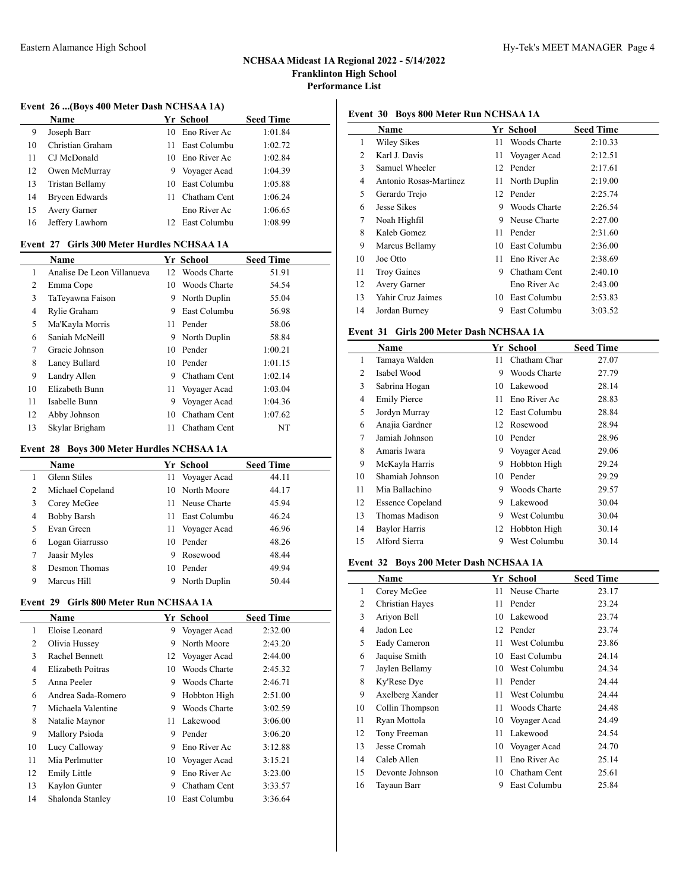## NCHSAA Mideast 1A Regional 2022 - 5/14/2022
### Franklinton High School
### Performance List

#### Event 26 ...(Boys 400 Meter Dash NCHSAA 1A)

| | Name | Yr | School | Seed Time |
|---|---|---|---|---|
| 9 | Joseph Barr | 10 | Eno River Ac | 1:01.84 |
| 10 | Christian Graham | 11 | East Columbu | 1:02.72 |
| 11 | CJ McDonald | 10 | Eno River Ac | 1:02.84 |
| 12 | Owen McMurray | 9 | Voyager Acad | 1:04.39 |
| 13 | Tristan Bellamy | 10 | East Columbu | 1:05.88 |
| 14 | Brycen Edwards | 11 | Chatham Cent | 1:06.24 |
| 15 | Avery Garner | | Eno River Ac | 1:06.65 |
| 16 | Jeffery Lawhorn | 12 | East Columbu | 1:08.99 |

#### Event 27 Girls 300 Meter Hurdles NCHSAA 1A

| | Name | Yr | School | Seed Time |
|---|---|---|---|---|
| 1 | Analise De Leon Villanueva | 12 | Woods Charte | 51.91 |
| 2 | Emma Cope | 10 | Woods Charte | 54.54 |
| 3 | TaTeyawna Faison | 9 | North Duplin | 55.04 |
| 4 | Rylie Graham | 9 | East Columbu | 56.98 |
| 5 | Ma'Kayla Morris | 11 | Pender | 58.06 |
| 6 | Saniah McNeill | 9 | North Duplin | 58.84 |
| 7 | Gracie Johnson | 10 | Pender | 1:00.21 |
| 8 | Laney Bullard | 10 | Pender | 1:01.15 |
| 9 | Landry Allen | 9 | Chatham Cent | 1:02.14 |
| 10 | Elizabeth Bunn | 11 | Voyager Acad | 1:03.04 |
| 11 | Isabelle Bunn | 9 | Voyager Acad | 1:04.36 |
| 12 | Abby Johnson | 10 | Chatham Cent | 1:07.62 |
| 13 | Skylar Brigham | 11 | Chatham Cent | NT |

#### Event 28 Boys 300 Meter Hurdles NCHSAA 1A

| | Name | Yr | School | Seed Time |
|---|---|---|---|---|
| 1 | Glenn Stiles | 11 | Voyager Acad | 44.11 |
| 2 | Michael Copeland | 10 | North Moore | 44.17 |
| 3 | Corey McGee | 11 | Neuse Charte | 45.94 |
| 4 | Bobby Barsh | 11 | East Columbu | 46.24 |
| 5 | Evan Green | 11 | Voyager Acad | 46.96 |
| 6 | Logan Giarrusso | 10 | Pender | 48.26 |
| 7 | Jaasir Myles | 9 | Rosewood | 48.44 |
| 8 | Desmon Thomas | 10 | Pender | 49.94 |
| 9 | Marcus Hill | 9 | North Duplin | 50.44 |

#### Event 29 Girls 800 Meter Run NCHSAA 1A

| | Name | Yr | School | Seed Time |
|---|---|---|---|---|
| 1 | Eloise Leonard | 9 | Voyager Acad | 2:32.00 |
| 2 | Olivia Hussey | 9 | North Moore | 2:43.20 |
| 3 | Rachel Bennett | 12 | Voyager Acad | 2:44.00 |
| 4 | Elizabeth Poitras | 10 | Woods Charte | 2:45.32 |
| 5 | Anna Peeler | 9 | Woods Charte | 2:46.71 |
| 6 | Andrea Sada-Romero | 9 | Hobbton High | 2:51.00 |
| 7 | Michaela Valentine | 9 | Woods Charte | 3:02.59 |
| 8 | Natalie Maynor | 11 | Lakewood | 3:06.00 |
| 9 | Mallory Psioda | 9 | Pender | 3:06.20 |
| 10 | Lucy Calloway | 9 | Eno River Ac | 3:12.88 |
| 11 | Mia Perlmutter | 10 | Voyager Acad | 3:15.21 |
| 12 | Emily Little | 9 | Eno River Ac | 3:23.00 |
| 13 | Kaylon Gunter | 9 | Chatham Cent | 3:33.57 |
| 14 | Shalonda Stanley | 10 | East Columbu | 3:36.64 |

#### Event 30 Boys 800 Meter Run NCHSAA 1A

| | Name | Yr | School | Seed Time |
|---|---|---|---|---|
| 1 | Wiley Sikes | 11 | Woods Charte | 2:10.33 |
| 2 | Karl J. Davis | 11 | Voyager Acad | 2:12.51 |
| 3 | Samuel Wheeler | 12 | Pender | 2:17.61 |
| 4 | Antonio Rosas-Martinez | 11 | North Duplin | 2:19.00 |
| 5 | Gerardo Trejo | 12 | Pender | 2:25.74 |
| 6 | Jesse Sikes | 9 | Woods Charte | 2:26.54 |
| 7 | Noah Highfil | 9 | Neuse Charte | 2:27.00 |
| 8 | Kaleb Gomez | 11 | Pender | 2:31.60 |
| 9 | Marcus Bellamy | 10 | East Columbu | 2:36.00 |
| 10 | Joe Otto | 11 | Eno River Ac | 2:38.69 |
| 11 | Troy Gaines | 9 | Chatham Cent | 2:40.10 |
| 12 | Avery Garner | | Eno River Ac | 2:43.00 |
| 13 | Yahir Cruz Jaimes | 10 | East Columbu | 2:53.83 |
| 14 | Jordan Burney | 9 | East Columbu | 3:03.52 |

#### Event 31 Girls 200 Meter Dash NCHSAA 1A

| | Name | Yr | School | Seed Time |
|---|---|---|---|---|
| 1 | Tamaya Walden | 11 | Chatham Char | 27.07 |
| 2 | Isabel Wood | 9 | Woods Charte | 27.79 |
| 3 | Sabrina Hogan | 10 | Lakewood | 28.14 |
| 4 | Emily Pierce | 11 | Eno River Ac | 28.83 |
| 5 | Jordyn Murray | 12 | East Columbu | 28.84 |
| 6 | Anajia Gardner | 12 | Rosewood | 28.94 |
| 7 | Jamiah Johnson | 10 | Pender | 28.96 |
| 8 | Amaris Iwara | 9 | Voyager Acad | 29.06 |
| 9 | McKayla Harris | 9 | Hobbton High | 29.24 |
| 10 | Shamiah Johnson | 10 | Pender | 29.29 |
| 11 | Mia Ballachino | 9 | Woods Charte | 29.57 |
| 12 | Essence Copeland | 9 | Lakewood | 30.04 |
| 13 | Thomas Madison | 9 | West Columbu | 30.04 |
| 14 | Baylor Harris | 12 | Hobbton High | 30.14 |
| 15 | Alford Sierra | 9 | West Columbu | 30.14 |

#### Event 32 Boys 200 Meter Dash NCHSAA 1A

| | Name | Yr | School | Seed Time |
|---|---|---|---|---|
| 1 | Corey McGee | 11 | Neuse Charte | 23.17 |
| 2 | Christian Hayes | 11 | Pender | 23.24 |
| 3 | Ariyon Bell | 10 | Lakewood | 23.74 |
| 4 | Jadon Lee | 12 | Pender | 23.74 |
| 5 | Eady Cameron | 11 | West Columbu | 23.86 |
| 6 | Jaquise Smith | 10 | East Columbu | 24.14 |
| 7 | Jaylen Bellamy | 10 | West Columbu | 24.34 |
| 8 | Ky'Rese Dye | 11 | Pender | 24.44 |
| 9 | Axelberg Xander | 11 | West Columbu | 24.44 |
| 10 | Collin Thompson | 11 | Woods Charte | 24.48 |
| 11 | Ryan Mottola | 10 | Voyager Acad | 24.49 |
| 12 | Tony Freeman | 11 | Lakewood | 24.54 |
| 13 | Jesse Cromah | 10 | Voyager Acad | 24.70 |
| 14 | Caleb Allen | 11 | Eno River Ac | 25.14 |
| 15 | Devonte Johnson | 10 | Chatham Cent | 25.61 |
| 16 | Tayaun Barr | 9 | East Columbu | 25.84 |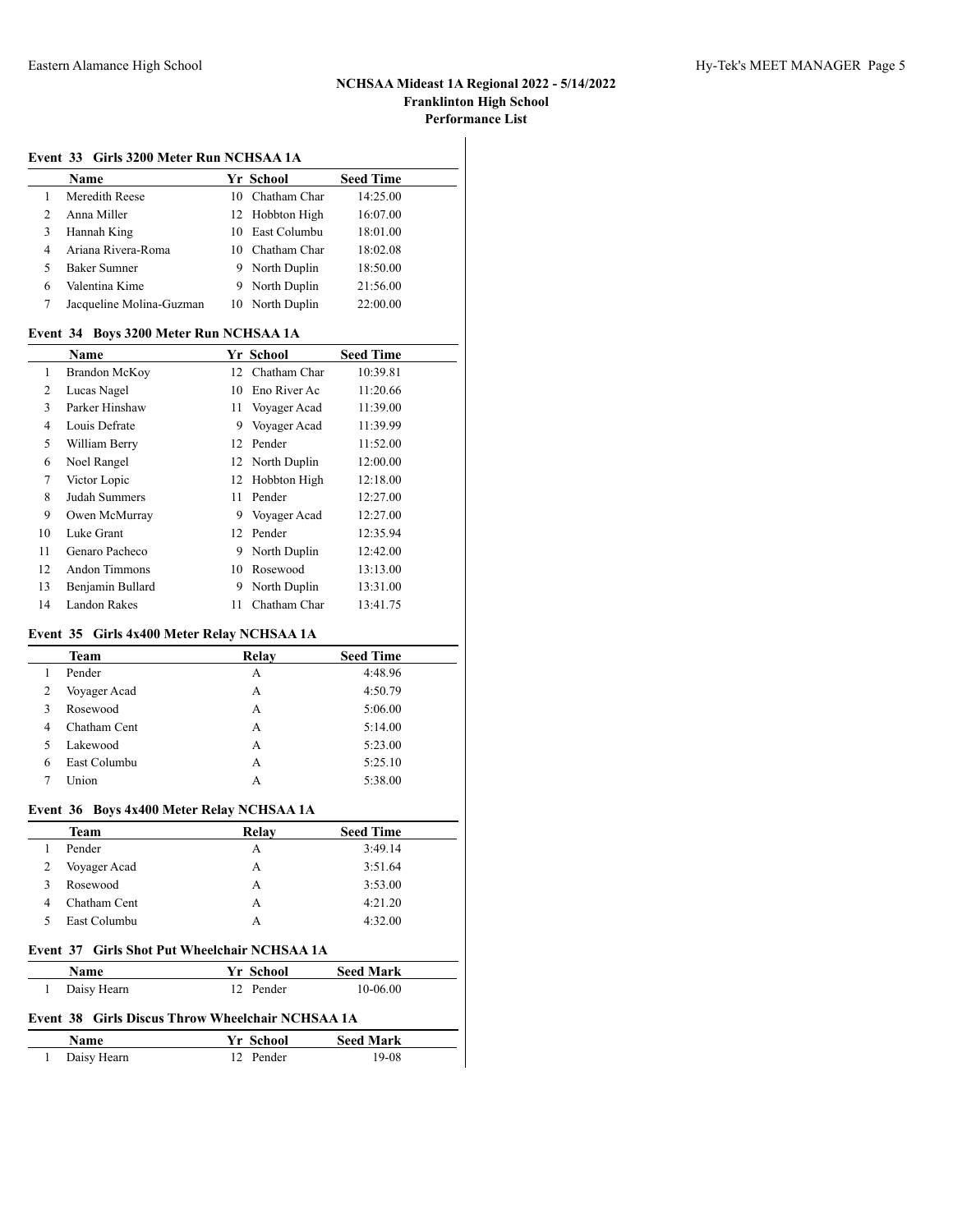## NCHSAA Mideast 1A Regional 2022 - 5/14/2022
## Franklinton High School
## Performance List

### Event 33 Girls 3200 Meter Run NCHSAA 1A

| | Name | Yr | School | Seed Time |
|---|---|---|---|---|
| 1 | Meredith Reese | 10 | Chatham Char | 14:25.00 |
| 2 | Anna Miller | 12 | Hobbton High | 16:07.00 |
| 3 | Hannah King | 10 | East Columbu | 18:01.00 |
| 4 | Ariana Rivera-Roma | 10 | Chatham Char | 18:02.08 |
| 5 | Baker Sumner | 9 | North Duplin | 18:50.00 |
| 6 | Valentina Kime | 9 | North Duplin | 21:56.00 |
| 7 | Jacqueline Molina-Guzman | 10 | North Duplin | 22:00.00 |

### Event 34 Boys 3200 Meter Run NCHSAA 1A

| | Name | Yr | School | Seed Time |
|---|---|---|---|---|
| 1 | Brandon McKoy | 12 | Chatham Char | 10:39.81 |
| 2 | Lucas Nagel | 10 | Eno River Ac | 11:20.66 |
| 3 | Parker Hinshaw | 11 | Voyager Acad | 11:39.00 |
| 4 | Louis Defrate | 9 | Voyager Acad | 11:39.99 |
| 5 | William Berry | 12 | Pender | 11:52.00 |
| 6 | Noel Rangel | 12 | North Duplin | 12:00.00 |
| 7 | Victor Lopic | 12 | Hobbton High | 12:18.00 |
| 8 | Judah Summers | 11 | Pender | 12:27.00 |
| 9 | Owen McMurray | 9 | Voyager Acad | 12:27.00 |
| 10 | Luke Grant | 12 | Pender | 12:35.94 |
| 11 | Genaro Pacheco | 9 | North Duplin | 12:42.00 |
| 12 | Andon Timmons | 10 | Rosewood | 13:13.00 |
| 13 | Benjamin Bullard | 9 | North Duplin | 13:31.00 |
| 14 | Landon Rakes | 11 | Chatham Char | 13:41.75 |

### Event 35 Girls 4x400 Meter Relay NCHSAA 1A

| | Team | Relay | Seed Time |
|---|---|---|---|
| 1 | Pender | A | 4:48.96 |
| 2 | Voyager Acad | A | 4:50.79 |
| 3 | Rosewood | A | 5:06.00 |
| 4 | Chatham Cent | A | 5:14.00 |
| 5 | Lakewood | A | 5:23.00 |
| 6 | East Columbu | A | 5:25.10 |
| 7 | Union | A | 5:38.00 |

### Event 36 Boys 4x400 Meter Relay NCHSAA 1A

| | Team | Relay | Seed Time |
|---|---|---|---|
| 1 | Pender | A | 3:49.14 |
| 2 | Voyager Acad | A | 3:51.64 |
| 3 | Rosewood | A | 3:53.00 |
| 4 | Chatham Cent | A | 4:21.20 |
| 5 | East Columbu | A | 4:32.00 |

### Event 37 Girls Shot Put Wheelchair NCHSAA 1A

| | Name | Yr | School | Seed Mark |
|---|---|---|---|---|
| 1 | Daisy Hearn | 12 | Pender | 10-06.00 |

### Event 38 Girls Discus Throw Wheelchair NCHSAA 1A

| | Name | Yr | School | Seed Mark |
|---|---|---|---|---|
| 1 | Daisy Hearn | 12 | Pender | 19-08 |